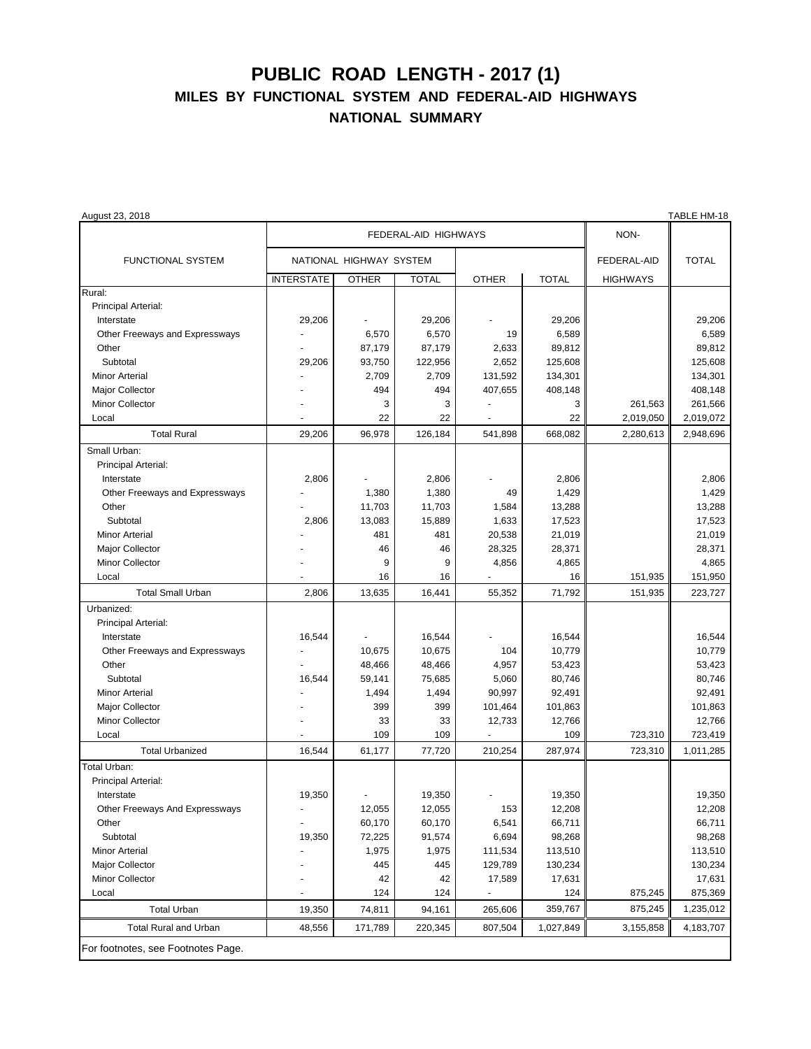# PUBLIC ROAD LENGTH - 2017 (1)

## MILES BY FUNCTIONAL SYSTEM AND FEDERAL-AID HIGHWAYS

## NATIONAL SUMMARY

August 23, 2018 TABLE HM-18

| FUNCTIONAL SYSTEM | FEDERAL-AID HIGHWAYS | | | | | NON-FEDERAL-AID HIGHWAYS | TOTAL |
|---|---|---|---|---|---|---|---|
| | NATIONAL HIGHWAY SYSTEM | | | | | | |
| | INTERSTATE | OTHER | TOTAL | OTHER | TOTAL | | |
| Rural: | | | | | | | |
| Principal Arterial: | | | | | | | |
| Interstate | 29,206 | - | 29,206 | - | 29,206 | | 29,206 |
| Other Freeways and Expressways | - | 6,570 | 6,570 | 19 | 6,589 | | 6,589 |
| Other | - | 87,179 | 87,179 | 2,633 | 89,812 | | 89,812 |
| Subtotal | 29,206 | 93,750 | 122,956 | 2,652 | 125,608 | | 125,608 |
| Minor Arterial | - | 2,709 | 2,709 | 131,592 | 134,301 | | 134,301 |
| Major Collector | - | 494 | 494 | 407,655 | 408,148 | | 408,148 |
| Minor Collector | - | 3 | 3 | - | 3 | 261,563 | 261,566 |
| Local | - | 22 | 22 | - | 22 | 2,019,050 | 2,019,072 |
| Total Rural | 29,206 | 96,978 | 126,184 | 541,898 | 668,082 | 2,280,613 | 2,948,696 |
| Small Urban: | | | | | | | |
| Principal Arterial: | | | | | | | |
| Interstate | 2,806 | - | 2,806 | - | 2,806 | | 2,806 |
| Other Freeways and Expressways | - | 1,380 | 1,380 | 49 | 1,429 | | 1,429 |
| Other | - | 11,703 | 11,703 | 1,584 | 13,288 | | 13,288 |
| Subtotal | 2,806 | 13,083 | 15,889 | 1,633 | 17,523 | | 17,523 |
| Minor Arterial | - | 481 | 481 | 20,538 | 21,019 | | 21,019 |
| Major Collector | - | 46 | 46 | 28,325 | 28,371 | | 28,371 |
| Minor Collector | - | 9 | 9 | 4,856 | 4,865 | | 4,865 |
| Local | - | 16 | 16 | - | 16 | 151,935 | 151,950 |
| Total Small Urban | 2,806 | 13,635 | 16,441 | 55,352 | 71,792 | 151,935 | 223,727 |
| Urbanized: | | | | | | | |
| Principal Arterial: | | | | | | | |
| Interstate | 16,544 | - | 16,544 | - | 16,544 | | 16,544 |
| Other Freeways and Expressways | - | 10,675 | 10,675 | 104 | 10,779 | | 10,779 |
| Other | - | 48,466 | 48,466 | 4,957 | 53,423 | | 53,423 |
| Subtotal | 16,544 | 59,141 | 75,685 | 5,060 | 80,746 | | 80,746 |
| Minor Arterial | - | 1,494 | 1,494 | 90,997 | 92,491 | | 92,491 |
| Major Collector | - | 399 | 399 | 101,464 | 101,863 | | 101,863 |
| Minor Collector | - | 33 | 33 | 12,733 | 12,766 | | 12,766 |
| Local | - | 109 | 109 | - | 109 | 723,310 | 723,419 |
| Total Urbanized | 16,544 | 61,177 | 77,720 | 210,254 | 287,974 | 723,310 | 1,011,285 |
| Total Urban: | | | | | | | |
| Principal Arterial: | | | | | | | |
| Interstate | 19,350 | - | 19,350 | - | 19,350 | | 19,350 |
| Other Freeways And Expressways | - | 12,055 | 12,055 | 153 | 12,208 | | 12,208 |
| Other | - | 60,170 | 60,170 | 6,541 | 66,711 | | 66,711 |
| Subtotal | 19,350 | 72,225 | 91,574 | 6,694 | 98,268 | | 98,268 |
| Minor Arterial | - | 1,975 | 1,975 | 111,534 | 113,510 | | 113,510 |
| Major Collector | - | 445 | 445 | 129,789 | 130,234 | | 130,234 |
| Minor Collector | - | 42 | 42 | 17,589 | 17,631 | | 17,631 |
| Local | - | 124 | 124 | - | 124 | 875,245 | 875,369 |
| Total Urban | 19,350 | 74,811 | 94,161 | 265,606 | 359,767 | 875,245 | 1,235,012 |
| Total Rural and Urban | 48,556 | 171,789 | 220,345 | 807,504 | 1,027,849 | 3,155,858 | 4,183,707 |

For footnotes, see Footnotes Page.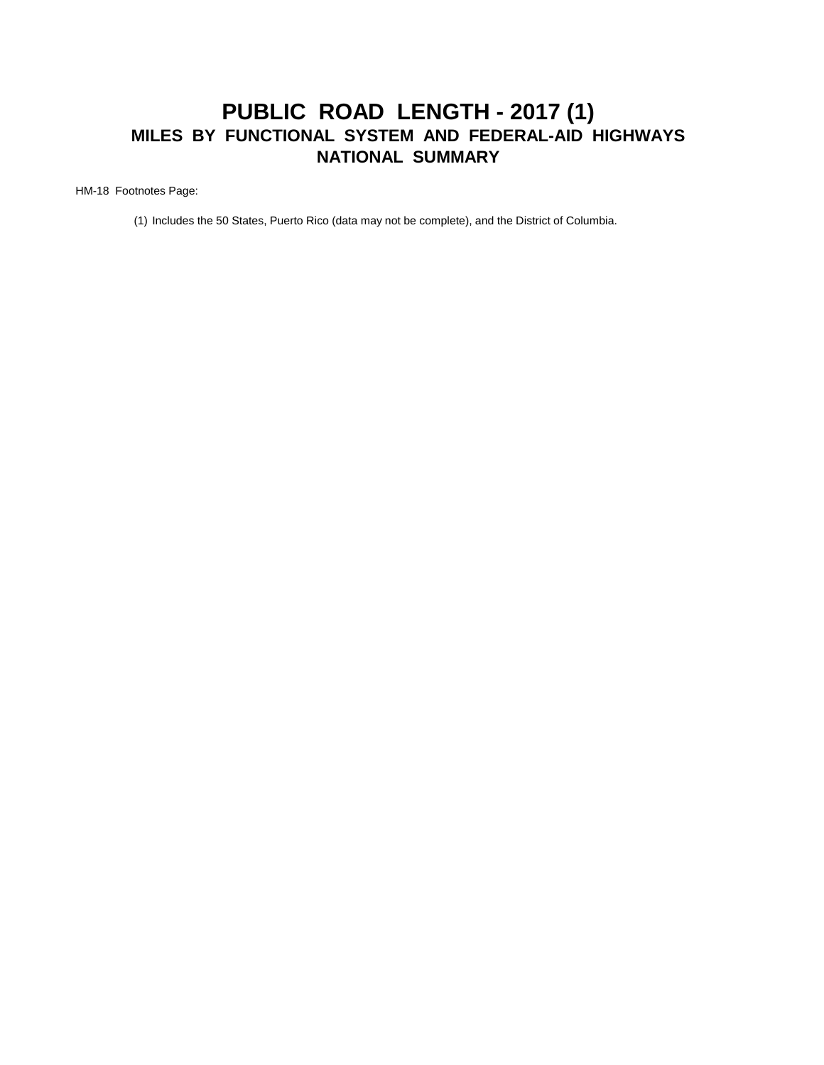# PUBLIC ROAD LENGTH - 2017 (1)

## MILES BY FUNCTIONAL SYSTEM AND FEDERAL-AID HIGHWAYS

## NATIONAL SUMMARY

HM-18 Footnotes Page:

(1) Includes the 50 States, Puerto Rico (data may not be complete), and the District of Columbia.